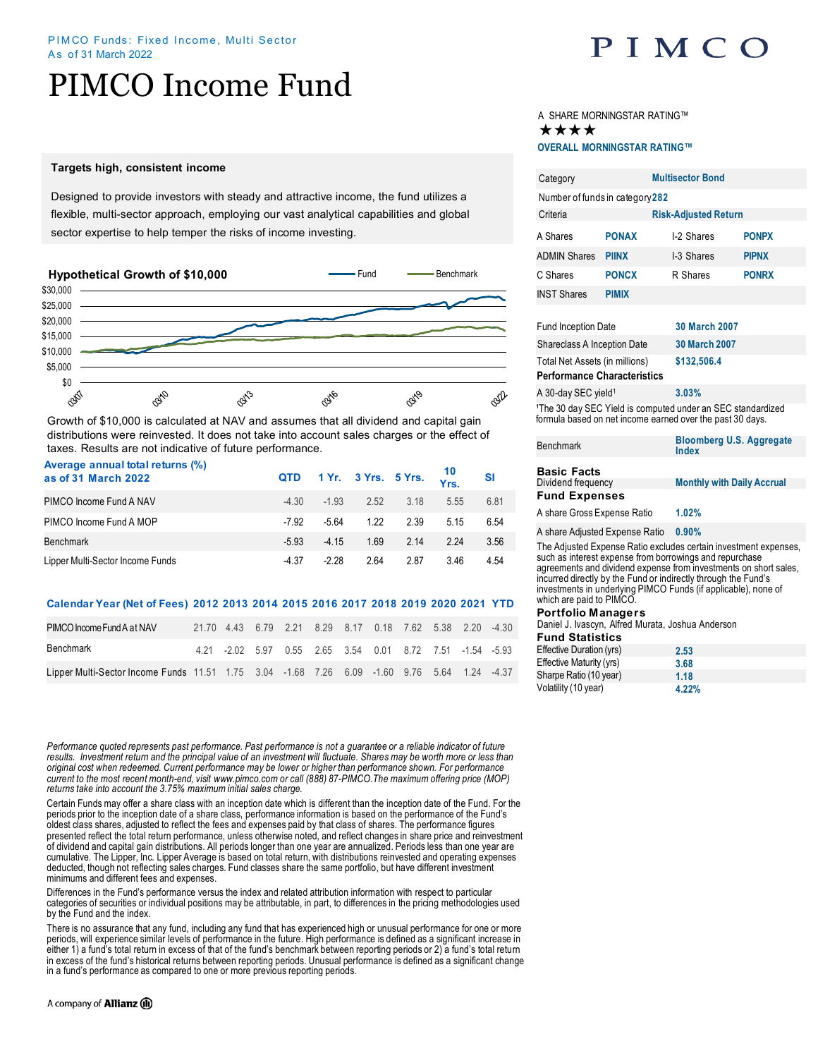PIMCO Funds: Fixed Income, Multi Sector
As of 31 March 2022

# PIMCO Income Fund

### Targets high, consistent income

Designed to provide investors with steady and attractive income, the fund utilizes a flexible, multi-sector approach, employing our vast analytical capabilities and global sector expertise to help temper the risks of income investing.

### Hypothetical Growth of $10,000

Growth of $10,000 is calculated at NAV and assumes that all dividend and capital gain distributions were reinvested. It does not take into account sales charges or the effect of taxes. Results are not indicative of future performance.

| Average annual total returns (%) as of 31 March 2022 | QTD | 1 Yr. | 3 Yrs. | 5 Yrs. | 10 Yrs. | SI |
|---|---|---|---|---|---|---|
| PIMCO Income Fund A NAV | -4.30 | -1.93 | 2.52 | 3.18 | 5.55 | 6.81 |
| PIMCO Income Fund A MOP | -7.92 | -5.64 | 1.22 | 2.39 | 5.15 | 6.54 |
| Benchmark | -5.93 | -4.15 | 1.69 | 2.14 | 2.24 | 3.56 |
| Lipper Multi-Sector Income Funds | -4.37 | -2.28 | 2.64 | 2.87 | 3.46 | 4.54 |

| Calendar Year (Net of Fees) | 2012 | 2013 | 2014 | 2015 | 2016 | 2017 | 2018 | 2019 | 2020 | 2021 | YTD |
|---|---|---|---|---|---|---|---|---|---|---|---|
| PIMCO Income Fund A at NAV | 21.70 | 4.43 | 6.79 | 2.21 | 8.29 | 8.17 | 0.18 | 7.62 | 5.38 | 2.20 | -4.30 |
| Benchmark | 4.21 | -2.02 | 5.97 | 0.55 | 2.65 | 3.54 | 0.01 | 8.72 | 7.51 | -1.54 | -5.93 |
| Lipper Multi-Sector Income Funds | 11.51 | 1.75 | 3.04 | -1.68 | 7.26 | 6.09 | -1.60 | 9.76 | 5.64 | 1.24 | -4.37 |

*Performance quoted represents past performance. Past performance is not a guarantee or a reliable indicator of future results. Investment return and the principal value of an investment will fluctuate. Shares may be worth more or less than original cost when redeemed. Current performance may be lower or higher than performance shown. For performance current to the most recent month-end, visit www.pimco.com or call (888) 87-PIMCO.The maximum offering price (MOP) returns take into account the 3.75% maximum initial sales charge.*

Certain Funds may offer a share class with an inception date which is different than the inception date of the Fund. For the periods prior to the inception date of a share class, performance information is based on the performance of the Fund's oldest class shares, adjusted to reflect the fees and expenses paid by that class of shares. The performance figures presented reflect the total return performance, unless otherwise noted, and reflect changes in share price and reinvestment of dividend and capital gain distributions. All periods longer than one year are annualized. Periods less than one year are cumulative. The Lipper, Inc. Lipper Average is based on total return, with distributions reinvested and operating expenses deducted, though not reflecting sales charges. Fund classes share the same portfolio, but have different investment minimums and different fees and expenses.

Differences in the Fund's performance versus the index and related attribution information with respect to particular categories of securities or individual positions may be attributable, in part, to differences in the pricing methodologies used by the Fund and the index.

There is no assurance that any fund, including any fund that has experienced high or unusual performance for one or more periods, will experience similar levels of performance in the future. High performance is defined as a significant increase in either 1) a fund's total return in excess of that of the fund's benchmark between reporting periods or 2) a fund's total return in excess of the fund's historical returns between reporting periods. Unusual performance is defined as a significant change in a fund's performance as compared to one or more previous reporting periods.

A SHARE MORNINGSTAR RATING™
★★★★
**OVERALL MORNINGSTAR RATING™**

| | |
|---|---|
| Category | Multisector Bond |
| Number of funds in category | 282 |
| Criteria | Risk-Adjusted Return |

| | | | |
|---|---|---|---|
| A Shares | PONAX | I-2 Shares | PONPX |
| ADMIN Shares | PIINX | I-3 Shares | PIPNX |
| C Shares | PONCX | R Shares | PONRX |
| INST Shares | PIMIX | | |

| | |
|---|---|
| Fund Inception Date | 30 March 2007 |
| Shareclass A Inception Date | 30 March 2007 |
| Total Net Assets (in millions) | $132,506.4 |

**Performance Characteristics**

| | |
|---|---|
| A 30-day SEC yield[1] | 3.03% |

[1]The 30 day SEC Yield is computed under an SEC standardized formula based on net income earned over the past 30 days.

| | |
|---|---|
| Benchmark | Bloomberg U.S. Aggregate Index |

**Basic Facts**

| | |
|---|---|
| Dividend frequency | Monthly with Daily Accrual |

**Fund Expenses**

| | |
|---|---|
| A share Gross Expense Ratio | 1.02% |
| A share Adjusted Expense Ratio | 0.90% |

The Adjusted Expense Ratio excludes certain investment expenses, such as interest expense from borrowings and repurchase agreements and dividend expense from investments on short sales, incurred directly by the Fund or indirectly through the Fund's investments in underlying PIMCO Funds (if applicable), none of which are paid to PIMCO.

**Portfolio Managers**

Daniel J. Ivascyn, Alfred Murata, Joshua Anderson

**Fund Statistics**

| | |
|---|---|
| Effective Duration (yrs) | 2.53 |
| Effective Maturity (yrs) | 3.68 |
| Sharpe Ratio (10 year) | 1.18 |
| Volatility (10 year) | 4.22% |

A company of Allianz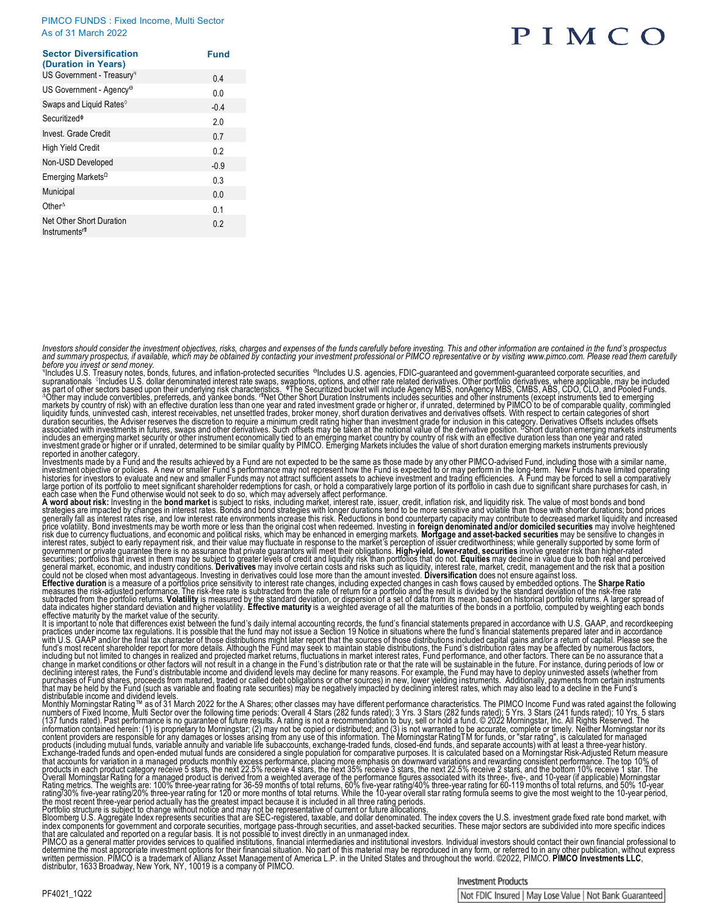PIMCO FUNDS : Fixed Income, Multi Sector
As of 31 March 2022

| Sector Diversification (Duration in Years) | Fund |
|---|---|
| US Government - Treasury^ | 0.4 |
| US Government - Agency^Θ | 0.0 |
| Swaps and Liquid Rates^◊ | -0.4 |
| Securitized^Φ | 2.0 |
| Invest. Grade Credit | 0.7 |
| High Yield Credit | 0.2 |
| Non-USD Developed | -0.9 |
| Emerging Markets^Ω | 0.3 |
| Municipal | 0.0 |
| Other^Δ | 0.1 |
| Net Other Short Duration Instruments^ר | 0.2 |

*Investors should consider the investment objectives, risks, charges and expenses of the funds carefully before investing. This and other information are contained in the fund's prospectus and summary prospectus, if available, which may be obtained by contacting your investment professional or PIMCO representative or by visiting www.pimco.com. Please read them carefully before you invest or send money.*

^Includes U.S. Treasury notes, bonds, futures, and inflation-protected securities ΘIncludes U.S. agencies, FDIC-guaranteed and government-guaranteed corporate securities, and supranationals ◊Includes U.S. dollar denominated interest rate swaps, swaptions, options, and other rate related derivatives. Other portfolio derivatives, where applicable, may be included as part of other sectors based upon their underlying risk characteristics. ΦThe Securitized bucket will include Agency MBS, nonAgency MBS, CMBS, ABS, CDO, CLO, and Pooled Funds. ΔOther may include convertibles, preferreds, and yankee bonds. רNet Other Short Duration Instruments includes securities and other instruments (except instruments tied to emerging markets by country of risk) with an effective duration less than one year and rated investment grade or higher or, if unrated, determined by PIMCO to be of comparable quality, commingled liquidity funds, uninvested cash, interest receivables, net unsettled trades, broker money, short duration derivatives and derivatives offsets. With respect to certain categories of short duration securities, the Adviser reserves the discretion to require a minimum credit rating higher than investment grade for inclusion in this category. Derivatives Offsets includes offsets associated with investments in futures, swaps and other derivatives. Such offsets may be taken at the notional value of the derivative position. ΩShort duration emerging markets instruments includes an emerging market security or other instrument economically tied to an emerging market country by country of risk with an effective duration less than one year and rated investment grade or higher or if unrated, determined to be similar quality by PIMCO. Emerging Markets includes the value of short duration emerging markets instruments previously reported in another category.

Investments made by a Fund and the results achieved by a Fund are not expected to be the same as those made by any other PIMCO-advised Fund, including those with a similar name, investment objective or policies. A new or smaller Fund's performance may not represent how the Fund is expected to or may perform in the long-term. New Funds have limited operating histories for investors to evaluate and new and smaller Funds may not attract sufficient assets to achieve investment and trading efficiencies. A Fund may be forced to sell a comparatively large portion of its portfolio to meet significant shareholder redemptions for cash, or hold a comparatively large portion of its portfolio in cash due to significant share purchases for cash, in each case when the Fund otherwise would not seek to do so, which may adversely affect performance.

**A word about risk:** Investing in the **bond market** is subject to risks, including market, interest rate, issuer, credit, inflation risk, and liquidity risk. The value of most bonds and bond strategies are impacted by changes in interest rates. Bonds and bond strategies with longer durations tend to be more sensitive and volatile than those with shorter durations; bond prices generally fall as interest rates rise, and low interest rate environments increase this risk. Reductions in bond counterparty capacity may contribute to decreased market liquidity and increased price volatility. Bond investments may be worth more or less than the original cost when redeemed. Investing in **foreign denominated and/or domiciled securities** may involve heightened risk due to currency fluctuations, and economic and political risks, which may be enhanced in emerging markets. **Mortgage and asset-backed securities** may be sensitive to changes in interest rates, subject to early repayment risk, and their value may fluctuate in response to the market's perception of issuer creditworthiness; while generally supported by some form of government or private guarantee there is no assurance that private guarantors will meet their obligations. **High-yield, lower-rated, securities** involve greater risk than higher-rated securities; portfolios that invest in them may be subject to greater levels of credit and liquidity risk than portfolios that do not. **Equities** may decline in value due to both real and perceived general market, economic, and industry conditions. **Derivatives** may involve certain costs and risks such as liquidity, interest rate, market, credit, management and the risk that a position could not be closed when most advantageous. Investing in derivatives could lose more than the amount invested. **Diversification** does not ensure against loss.

**Effective duration** is a measure of a portfolios price sensitivity to interest rate changes, including expected changes in cash flows caused by embedded options. The **Sharpe Ratio** measures the risk-adjusted performance. The risk-free rate is subtracted from the rate of return for a portfolio and the result is divided by the standard deviation of the risk-free rate subtracted from the portfolio returns. **Volatility** is measured by the standard deviation, or dispersion of a set of data from its mean, based on historical portfolio returns. A larger spread of data indicates higher standard deviation and higher volatility. **Effective maturity** is a weighted average of all the maturities of the bonds in a portfolio, computed by weighting each bonds effective maturity by the market value of the security.

It is important to note that differences exist between the fund's daily internal accounting records, the fund's financial statements prepared in accordance with U.S. GAAP, and recordkeeping practices under income tax regulations. It is possible that the fund may not issue a Section 19 Notice in situations where the fund's financial statements prepared later and in accordance with U.S. GAAP and/or the final tax character of those distributions might later report that the sources of those distributions included capital gains and/or a return of capital. Please see the fund's most recent shareholder report for more details. Although the Fund may seek to maintain stable distributions, the Fund's distribution rates may be affected by numerous factors, including but not limited to changes in realized and projected market returns, fluctuations in market interest rates, Fund performance, and other factors. There can be no assurance that a change in market conditions or other factors will not result in a change in the Fund's distribution rate or that the rate will be sustainable in the future. For instance, during periods of low or declining interest rates, the Fund's distributable income and dividend levels may decline for many reasons. For example, the Fund may have to deploy uninvested assets (whether from purchases of Fund shares, proceeds from matured, traded or called debt obligations or other sources) in new, lower yielding instruments. Additionally, payments from certain instruments that may be held by the Fund (such as variable and floating rate securities) may be negatively impacted by declining interest rates, which may also lead to a decline in the Fund's distributable income and dividend levels.

Monthly Morningstar Rating™ as of 31 March 2022 for the A Shares; other classes may have different performance characteristics. The PIMCO Income Fund was rated against the following numbers of Fixed Income, Multi Sector over the following time periods: Overall 4 Stars (282 funds rated); 3 Yrs. 3 Stars (282 funds rated); 5 Yrs. 3 Stars (241 funds rated); 10 Yrs. 5 stars (137 funds rated). Past performance is no guarantee of future results. A rating is not a recommendation to buy, sell or hold a fund. © 2022 Morningstar, Inc. All Rights Reserved. The information contained herein: (1) is proprietary to Morningstar; (2) may not be copied or distributed; and (3) is not warranted to be accurate, complete or timely. Neither Morningstar nor its content providers are responsible for any damages or losses arising from any use of this information. The Morningstar RatingTM for funds, or "star rating", is calculated for managed products (including mutual funds, variable annuity and variable life subaccounts, exchange-traded funds, closed-end funds, and separate accounts) with at least a three-year history. Exchange-traded funds and open-ended mutual funds are considered a single population for comparative purposes. It is calculated based on a Morningstar Risk-Adjusted Return measure that accounts for variation in a managed products monthly excess performance, placing more emphasis on downward variations and rewarding consistent performance. The top 10% of products in each product category receive 5 stars, the next 22.5% receive 4 stars, the next 35% receive 3 stars, the next 22.5% receive 2 stars, and the bottom 10% receive 1 star. The Overall Morningstar Rating for a managed product is derived from a weighted average of the performance figures associated with its three-, five-, and 10-year (if applicable) Morningstar Rating metrics. The weights are: 100% three-year rating for 36-59 months of total returns, 60% five-year rating/40% three-year rating for 60-119 months of total returns, and 50% 10-year rating/30% five-year rating/20% three-year rating for 120 or more months of total returns. While the 10-year overall star rating formula seems to give the most weight to the 10-year period, the most recent three-year period actually has the greatest impact because it is included in all three rating periods.

Portfolio structure is subject to change without notice and may not be representative of current or future allocations.

Bloomberg U.S. Aggregate Index represents securities that are SEC-registered, taxable, and dollar denominated. The index covers the U.S. investment grade fixed rate bond market, with index components for government and corporate securities, mortgage pass-through securities, and asset-backed securities. These major sectors are subdivided into more specific indices that are calculated and reported on a regular basis. It is not possible to invest directly in an unmanaged index.

PIMCO as a general matter provides services to qualified institutions, financial intermediaries and institutional investors. Individual investors should contact their own financial professional to determine the most appropriate investment options for their financial situation. No part of this material may be reproduced in any form, or referred to in any other publication, without express written permission. PIMCO is a trademark of Allianz Asset Management of America L.P. in the United States and throughout the world. ©2022, PIMCO. **PIMCO Investments LLC**, distributor, 1633 Broadway, New York, NY, 10019 is a company of PIMCO.

PF4021_1Q22

Investment Products

Not FDIC Insured | May Lose Value | Not Bank Guaranteed